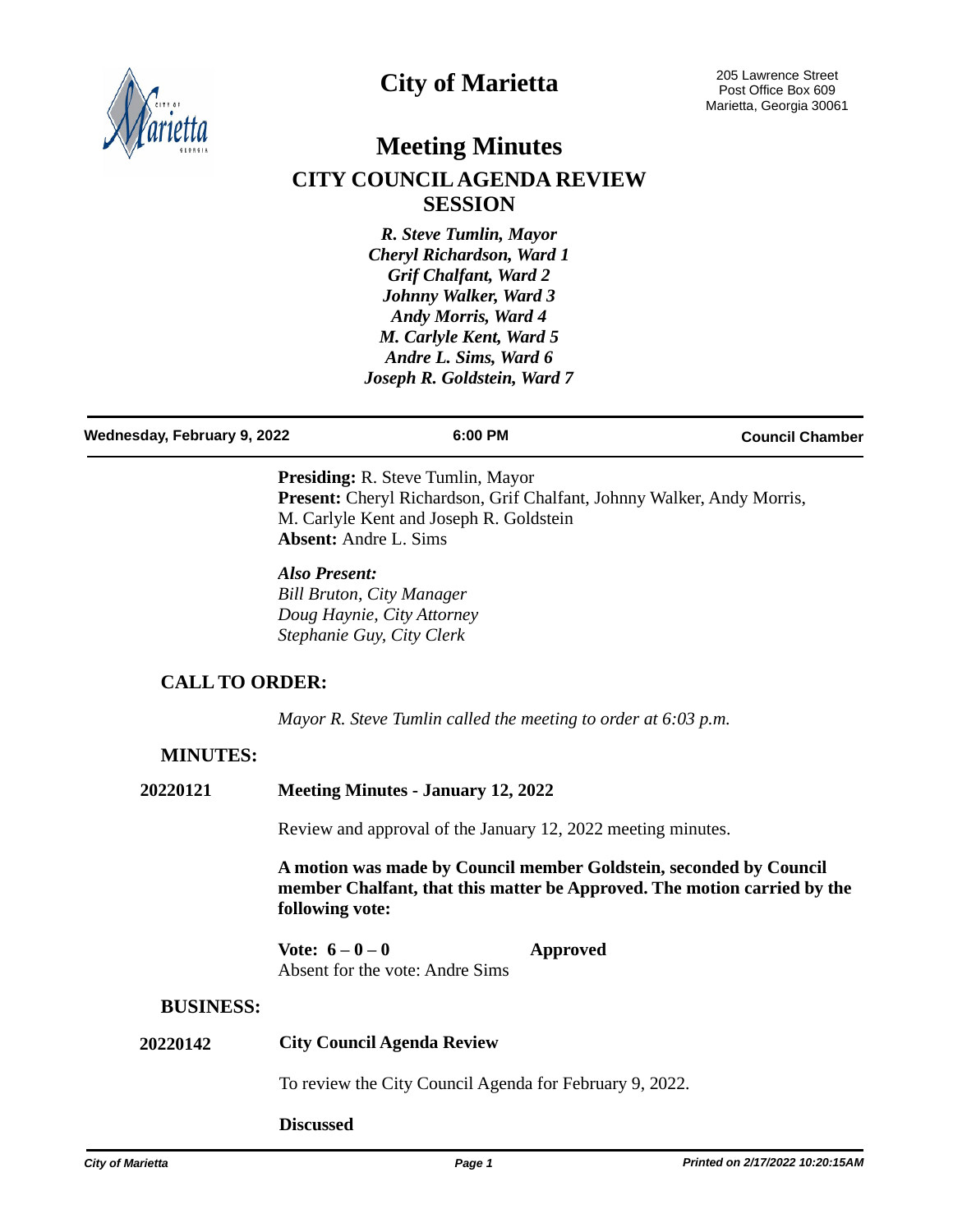# City of Marietta

205 Lawrence Street
Post Office Box 609
Marietta, Georgia 30061

# Meeting Minutes

## CITY COUNCIL AGENDA REVIEW SESSION

***R. Steve Tumlin, Mayor***
***Cheryl Richardson, Ward 1***
***Grif Chalfant, Ward 2***
***Johnny Walker, Ward 3***
***Andy Morris, Ward 4***
***M. Carlyle Kent, Ward 5***
***Andre L. Sims, Ward 6***
***Joseph R. Goldstein, Ward 7***

**Wednesday, February 9, 2022** **6:00 PM** **Council Chamber**

**Presiding:** R. Steve Tumlin, Mayor
**Present:** Cheryl Richardson, Grif Chalfant, Johnny Walker, Andy Morris, M. Carlyle Kent and Joseph R. Goldstein
**Absent:** Andre L. Sims

*Also Present:*
*Bill Bruton, City Manager*
*Doug Haynie, City Attorney*
*Stephanie Guy, City Clerk*

### CALL TO ORDER:

*Mayor R. Steve Tumlin called the meeting to order at 6:03 p.m.*

### MINUTES:

**20220121** **Meeting Minutes - January 12, 2022**

Review and approval of the January 12, 2022 meeting minutes.

**A motion was made by Council member Goldstein, seconded by Council member Chalfant, that this matter be Approved. The motion carried by the following vote:**

**Vote: 6 – 0 – 0** **Approved**
Absent for the vote: Andre Sims

### BUSINESS:

**20220142** **City Council Agenda Review**

To review the City Council Agenda for February 9, 2022.

**Discussed**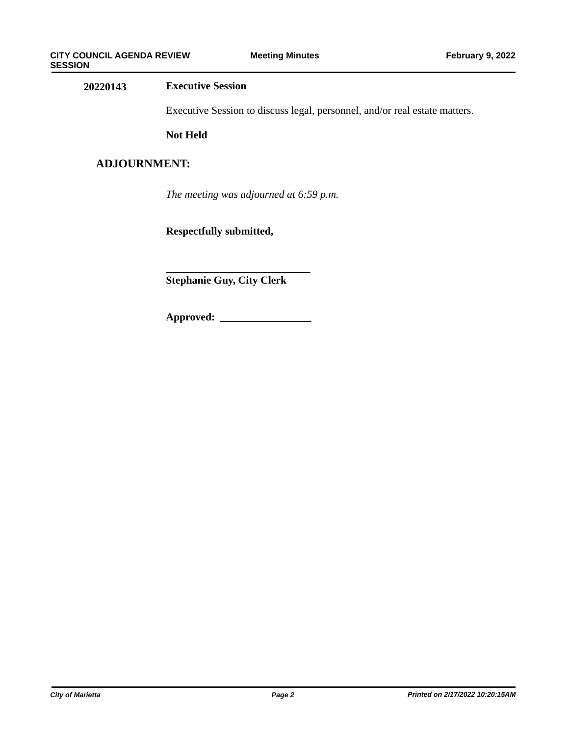**20220143** **Executive Session**

Executive Session to discuss legal, personnel, and/or real estate matters.

**Not Held**

## ADJOURNMENT:

*The meeting was adjourned at 6:59 p.m.*

**Respectfully submitted,**

**___________________________**
**Stephanie Guy, City Clerk**

**Approved: _________________**